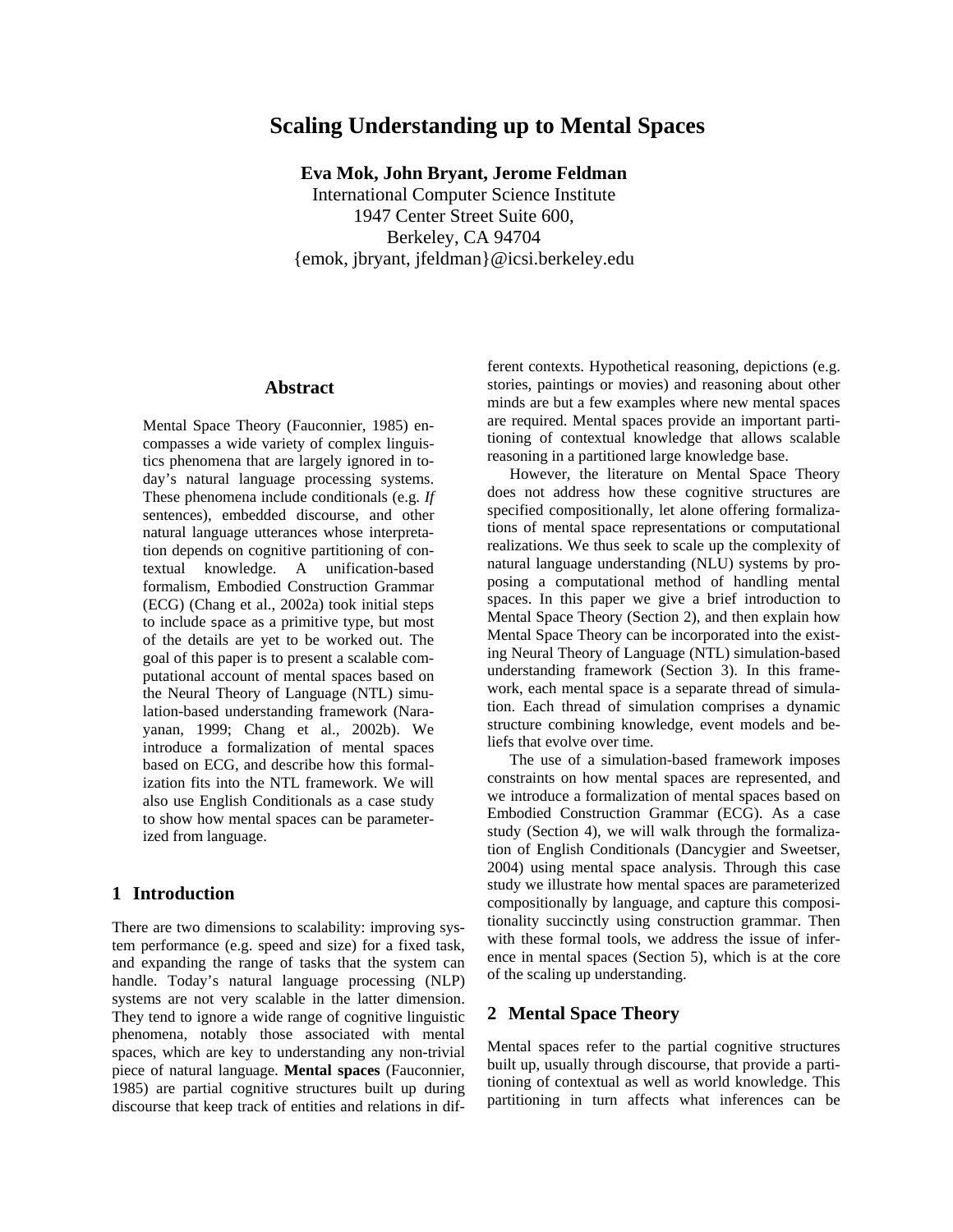# Scaling Understanding up to Mental Spaces

**Eva Mok, John Bryant, Jerome Feldman**
International Computer Science Institute
1947 Center Street Suite 600,
Berkeley, CA 94704
{emok, jbryant, jfeldman}@icsi.berkeley.edu

## Abstract

Mental Space Theory (Fauconnier, 1985) encompasses a wide variety of complex linguistics phenomena that are largely ignored in today's natural language processing systems. These phenomena include conditionals (e.g. *If* sentences), embedded discourse, and other natural language utterances whose interpretation depends on cognitive partitioning of contextual knowledge. A unification-based formalism, Embodied Construction Grammar (ECG) (Chang et al., 2002a) took initial steps to include `space` as a primitive type, but most of the details are yet to be worked out. The goal of this paper is to present a scalable computational account of mental spaces based on the Neural Theory of Language (NTL) simulation-based understanding framework (Narayanan, 1999; Chang et al., 2002b). We introduce a formalization of mental spaces based on ECG, and describe how this formalization fits into the NTL framework. We will also use English Conditionals as a case study to show how mental spaces can be parameterized from language.

## 1 Introduction

There are two dimensions to scalability: improving system performance (e.g. speed and size) for a fixed task, and expanding the range of tasks that the system can handle. Today's natural language processing (NLP) systems are not very scalable in the latter dimension. They tend to ignore a wide range of cognitive linguistic phenomena, notably those associated with mental spaces, which are key to understanding any non-trivial piece of natural language. **Mental spaces** (Fauconnier, 1985) are partial cognitive structures built up during discourse that keep track of entities and relations in different contexts. Hypothetical reasoning, depictions (e.g. stories, paintings or movies) and reasoning about other minds are but a few examples where new mental spaces are required. Mental spaces provide an important partitioning of contextual knowledge that allows scalable reasoning in a partitioned large knowledge base.

However, the literature on Mental Space Theory does not address how these cognitive structures are specified compositionally, let alone offering formalizations of mental space representations or computational realizations. We thus seek to scale up the complexity of natural language understanding (NLU) systems by proposing a computational method of handling mental spaces. In this paper we give a brief introduction to Mental Space Theory (Section 2), and then explain how Mental Space Theory can be incorporated into the existing Neural Theory of Language (NTL) simulation-based understanding framework (Section 3). In this framework, each mental space is a separate thread of simulation. Each thread of simulation comprises a dynamic structure combining knowledge, event models and beliefs that evolve over time.

The use of a simulation-based framework imposes constraints on how mental spaces are represented, and we introduce a formalization of mental spaces based on Embodied Construction Grammar (ECG). As a case study (Section 4), we will walk through the formalization of English Conditionals (Dancygier and Sweetser, 2004) using mental space analysis. Through this case study we illustrate how mental spaces are parameterized compositionally by language, and capture this compositionality succinctly using construction grammar. Then with these formal tools, we address the issue of inference in mental spaces (Section 5), which is at the core of the scaling up understanding.

## 2 Mental Space Theory

Mental spaces refer to the partial cognitive structures built up, usually through discourse, that provide a partitioning of contextual as well as world knowledge. This partitioning in turn affects what inferences can be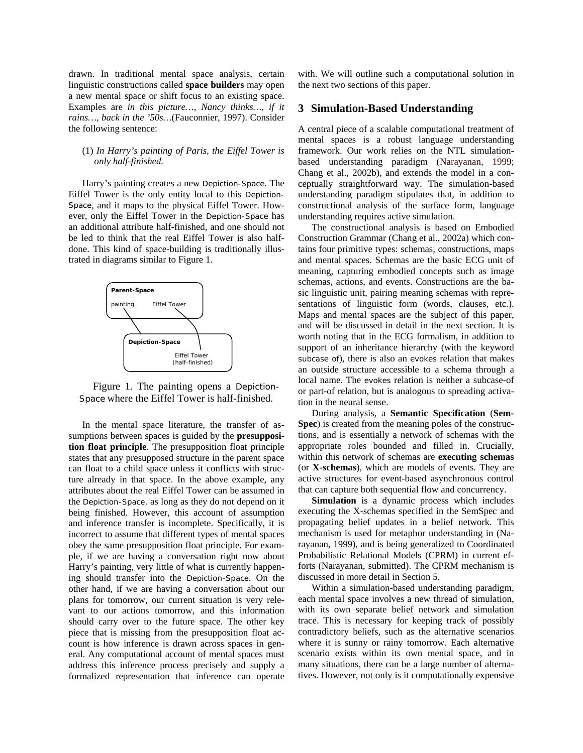drawn. In traditional mental space analysis, certain linguistic constructions called **space builders** may open a new mental space or shift focus to an existing space. Examples are *in this picture…, Nancy thinks…, if it rains…, back in the '50s…*(Fauconnier, 1997). Consider the following sentence:

(1) *In Harry's painting of Paris, the Eiffel Tower is only half-finished.*

Harry's painting creates a new Depiction-Space. The Eiffel Tower is the only entity local to this Depiction-Space, and it maps to the physical Eiffel Tower. However, only the Eiffel Tower in the Depiction-Space has an additional attribute half-finished, and one should not be led to think that the real Eiffel Tower is also half-done. This kind of space-building is traditionally illustrated in diagrams similar to Figure 1.

Figure 1. The painting opens a Depiction-Space where the Eiffel Tower is half-finished.

In the mental space literature, the transfer of assumptions between spaces is guided by the **presupposition float principle**. The presupposition float principle states that any presupposed structure in the parent space can float to a child space unless it conflicts with structure already in that space. In the above example, any attributes about the real Eiffel Tower can be assumed in the Depiction-Space, as long as they do not depend on it being finished. However, this account of assumption and inference transfer is incomplete. Specifically, it is incorrect to assume that different types of mental spaces obey the same presupposition float principle. For example, if we are having a conversation right now about Harry's painting, very little of what is currently happening should transfer into the Depiction-Space. On the other hand, if we are having a conversation about our plans for tomorrow, our current situation is very relevant to our actions tomorrow, and this information should carry over to the future space. The other key piece that is missing from the presupposition float account is how inference is drawn across spaces in general. Any computational account of mental spaces must address this inference process precisely and supply a formalized representation that inference can operate with. We will outline such a computational solution in the next two sections of this paper.

## 3 Simulation-Based Understanding

A central piece of a scalable computational treatment of mental spaces is a robust language understanding framework. Our work relies on the NTL simulation-based understanding paradigm (Narayanan, 1999; Chang et al., 2002b), and extends the model in a conceptually straightforward way. The simulation-based understanding paradigm stipulates that, in addition to constructional analysis of the surface form, language understanding requires active simulation.

The constructional analysis is based on Embodied Construction Grammar (Chang et al., 2002a) which contains four primitive types: schemas, constructions, maps and mental spaces. Schemas are the basic ECG unit of meaning, capturing embodied concepts such as image schemas, actions, and events. Constructions are the basic linguistic unit, pairing meaning schemas with representations of linguistic form (words, clauses, etc.). Maps and mental spaces are the subject of this paper, and will be discussed in detail in the next section. It is worth noting that in the ECG formalism, in addition to support of an inheritance hierarchy (with the keyword subcase of), there is also an evokes relation that makes an outside structure accessible to a schema through a local name. The evokes relation is neither a subcase-of or part-of relation, but is analogous to spreading activation in the neural sense.

During analysis, a **Semantic Specification** (**SemSpec**) is created from the meaning poles of the constructions, and is essentially a network of schemas with the appropriate roles bounded and filled in. Crucially, within this network of schemas are **executing schemas** (or **X-schemas**), which are models of events. They are active structures for event-based asynchronous control that can capture both sequential flow and concurrency.

**Simulation** is a dynamic process which includes executing the X-schemas specified in the SemSpec and propagating belief updates in a belief network. This mechanism is used for metaphor understanding in (Narayanan, 1999), and is being generalized to Coordinated Probabilistic Relational Models (CPRM) in current efforts (Narayanan, submitted). The CPRM mechanism is discussed in more detail in Section 5.

Within a simulation-based understanding paradigm, each mental space involves a new thread of simulation, with its own separate belief network and simulation trace. This is necessary for keeping track of possibly contradictory beliefs, such as the alternative scenarios where it is sunny or rainy tomorrow. Each alternative scenario exists within its own mental space, and in many situations, there can be a large number of alternatives. However, not only is it computationally expensive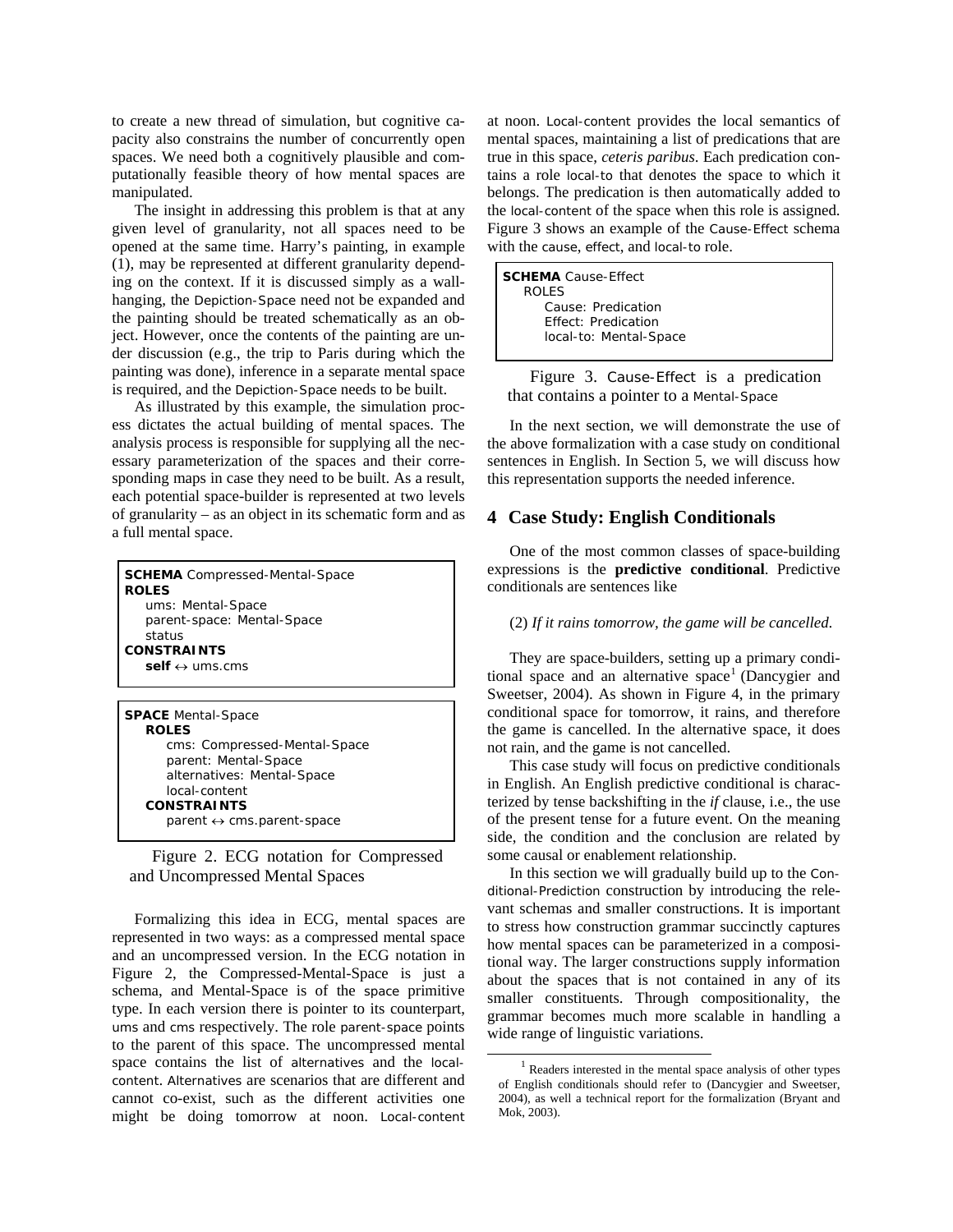to create a new thread of simulation, but cognitive capacity also constrains the number of concurrently open spaces. We need both a cognitively plausible and computationally feasible theory of how mental spaces are manipulated.

The insight in addressing this problem is that at any given level of granularity, not all spaces need to be opened at the same time. Harry's painting, in example (1), may be represented at different granularity depending on the context. If it is discussed simply as a wall-hanging, the Depiction-Space need not be expanded and the painting should be treated schematically as an object. However, once the contents of the painting are under discussion (e.g., the trip to Paris during which the painting was done), inference in a separate mental space is required, and the Depiction-Space needs to be built.

As illustrated by this example, the simulation process dictates the actual building of mental spaces. The analysis process is responsible for supplying all the necessary parameterization of the spaces and their corresponding maps in case they need to be built. As a result, each potential space-builder is represented at two levels of granularity – as an object in its schematic form and as a full mental space.

```
SCHEMA Compressed-Mental-Space
ROLES
   ums: Mental-Space
   parent-space: Mental-Space
   status
CONSTRAINTS
   self ↔ ums.cms
```

```
SPACE Mental-Space
   ROLES
      cms: Compressed-Mental-Space
      parent: Mental-Space
      alternatives: Mental-Space
      local-content
   CONSTRAINTS
      parent ↔ cms.parent-space
```

Figure 2. ECG notation for Compressed and Uncompressed Mental Spaces

Formalizing this idea in ECG, mental spaces are represented in two ways: as a compressed mental space and an uncompressed version. In the ECG notation in Figure 2, the Compressed-Mental-Space is just a schema, and Mental-Space is of the space primitive type. In each version there is pointer to its counterpart, ums and cms respectively. The role parent-space points to the parent of this space. The uncompressed mental space contains the list of alternatives and the local-content. Alternatives are scenarios that are different and cannot co-exist, such as the different activities one might be doing tomorrow at noon. Local-content provides the local semantics of mental spaces, maintaining a list of predications that are true in this space, *ceteris paribus*. Each predication contains a role local-to that denotes the space to which it belongs. The predication is then automatically added to the local-content of the space when this role is assigned. Figure 3 shows an example of the Cause-Effect schema with the cause, effect, and local-to role.

```
SCHEMA Cause-Effect
   ROLES
      Cause: Predication
      Effect: Predication
      local-to: Mental-Space
```

Figure 3. Cause-Effect is a predication that contains a pointer to a Mental-Space

In the next section, we will demonstrate the use of the above formalization with a case study on conditional sentences in English. In Section 5, we will discuss how this representation supports the needed inference.

## 4 Case Study: English Conditionals

One of the most common classes of space-building expressions is the **predictive conditional**. Predictive conditionals are sentences like

(2) *If it rains tomorrow, the game will be cancelled.*

They are space-builders, setting up a primary conditional space and an alternative space[1] (Dancygier and Sweetser, 2004). As shown in Figure 4, in the primary conditional space for tomorrow, it rains, and therefore the game is cancelled. In the alternative space, it does not rain, and the game is not cancelled.

This case study will focus on predictive conditionals in English. An English predictive conditional is characterized by tense backshifting in the *if* clause, i.e., the use of the present tense for a future event. On the meaning side, the condition and the conclusion are related by some causal or enablement relationship.

In this section we will gradually build up to the Conditional-Prediction construction by introducing the relevant schemas and smaller constructions. It is important to stress how construction grammar succinctly captures how mental spaces can be parameterized in a compositional way. The larger constructions supply information about the spaces that is not contained in any of its smaller constituents. Through compositionality, the grammar becomes much more scalable in handling a wide range of linguistic variations.

[1] Readers interested in the mental space analysis of other types of English conditionals should refer to (Dancygier and Sweetser, 2004), as well a technical report for the formalization (Bryant and Mok, 2003).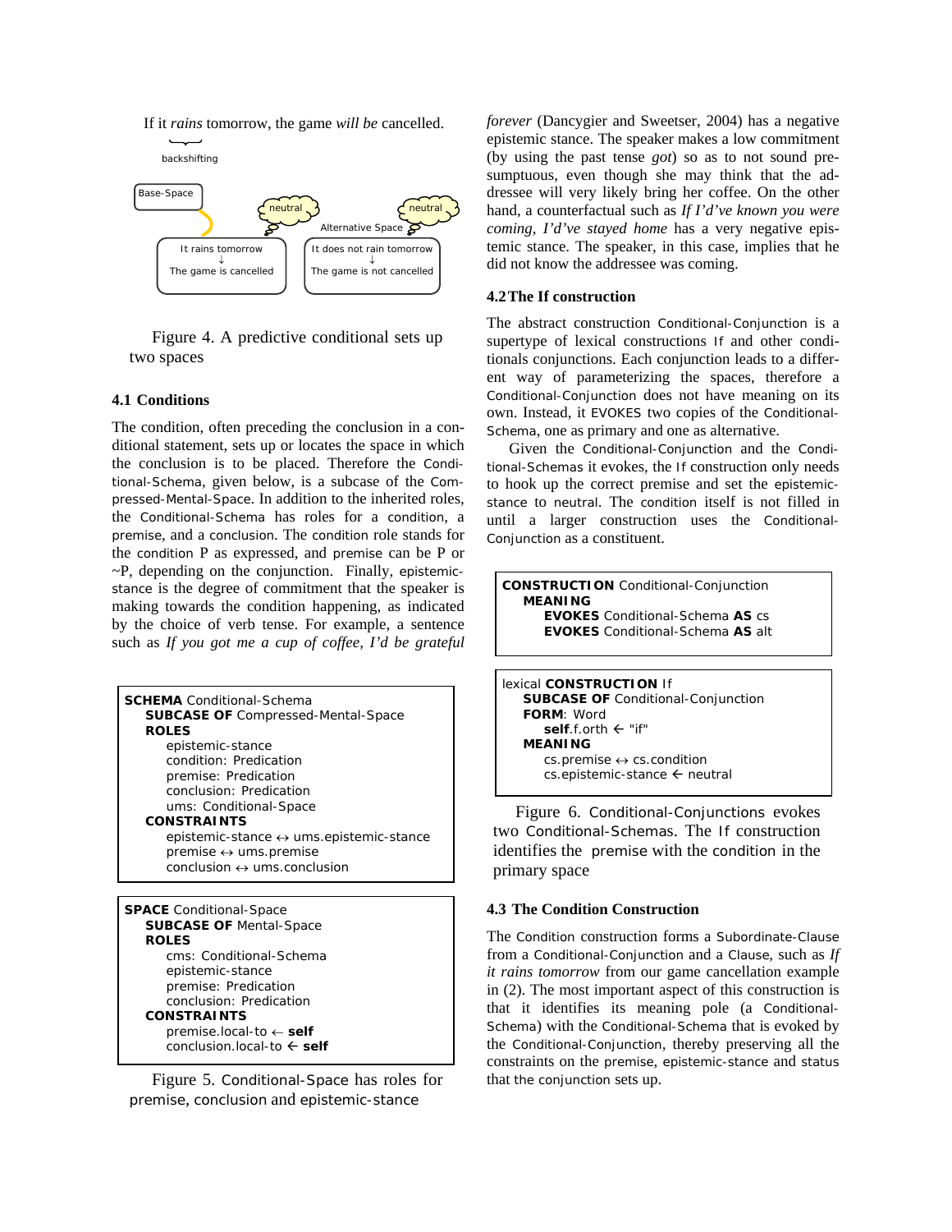If it *rains* tomorrow, the game *will be* cancelled.

backshifting

Base-Space

neutral | neutral

Alternative Space

It rains tomorrow → The game is cancelled

It does not rain tomorrow → The game is not cancelled

Figure 4. A predictive conditional sets up two spaces

### 4.1 Conditions

The condition, often preceding the conclusion in a conditional statement, sets up or locates the space in which the conclusion is to be placed. Therefore the Conditional-Schema, given below, is a subcase of the Compressed-Mental-Space. In addition to the inherited roles, the Conditional-Schema has roles for a condition, a premise, and a conclusion. The condition role stands for the condition P as expressed, and premise can be P or ~P, depending on the conjunction. Finally, epistemic-stance is the degree of commitment that the speaker is making towards the condition happening, as indicated by the choice of verb tense. For example, a sentence such as *If you got me a cup of coffee, I'd be grateful forever* (Dancygier and Sweetser, 2004) has a negative epistemic stance. The speaker makes a low commitment (by using the past tense *got*) so as to not sound presumptuous, even though she may think that the addressee will very likely bring her coffee. On the other hand, a counterfactual such as *If I'd've known you were coming, I'd've stayed home* has a very negative epistemic stance. The speaker, in this case, implies that he did not know the addressee was coming.

```
SCHEMA Conditional-Schema
   SUBCASE OF Compressed-Mental-Space
   ROLES
      epistemic-stance
      condition: Predication
      premise: Predication
      conclusion: Predication
      ums: Conditional-Space
   CONSTRAINTS
      epistemic-stance ↔ ums.epistemic-stance
      premise ↔ ums.premise
      conclusion ↔ ums.conclusion
```

```
SPACE Conditional-Space
   SUBCASE OF Mental-Space
   ROLES
      cms: Conditional-Schema
      epistemic-stance
      premise: Predication
      conclusion: Predication
   CONSTRAINTS
      premise.local-to ← self
      conclusion.local-to ← self
```

Figure 5. Conditional-Space has roles for premise, conclusion and epistemic-stance

### 4.2 The If construction

The abstract construction Conditional-Conjunction is a supertype of lexical constructions If and other conditionals conjunctions. Each conjunction leads to a different way of parameterizing the spaces, therefore a Conditional-Conjunction does not have meaning on its own. Instead, it EVOKES two copies of the Conditional-Schema, one as primary and one as alternative.

Given the Conditional-Conjunction and the Conditional-Schemas it evokes, the If construction only needs to hook up the correct premise and set the epistemic-stance to neutral. The condition itself is not filled in until a larger construction uses the Conditional-Conjunction as a constituent.

```
CONSTRUCTION Conditional-Conjunction
   MEANING
      EVOKES Conditional-Schema AS cs
      EVOKES Conditional-Schema AS alt
```

```
lexical CONSTRUCTION If
   SUBCASE OF Conditional-Conjunction
   FORM: Word
      self.f.orth ← "if"
   MEANING
      cs.premise ↔ cs.condition
      cs.epistemic-stance ← neutral
```

Figure 6. Conditional-Conjunctions evokes two Conditional-Schemas. The If construction identifies the premise with the condition in the primary space

### 4.3 The Condition Construction

The Condition construction forms a Subordinate-Clause from a Conditional-Conjunction and a Clause, such as *If it rains tomorrow* from our game cancellation example in (2). The most important aspect of this construction is that it identifies its meaning pole (a Conditional-Schema) with the Conditional-Schema that is evoked by the Conditional-Conjunction, thereby preserving all the constraints on the premise, epistemic-stance and status that the conjunction sets up.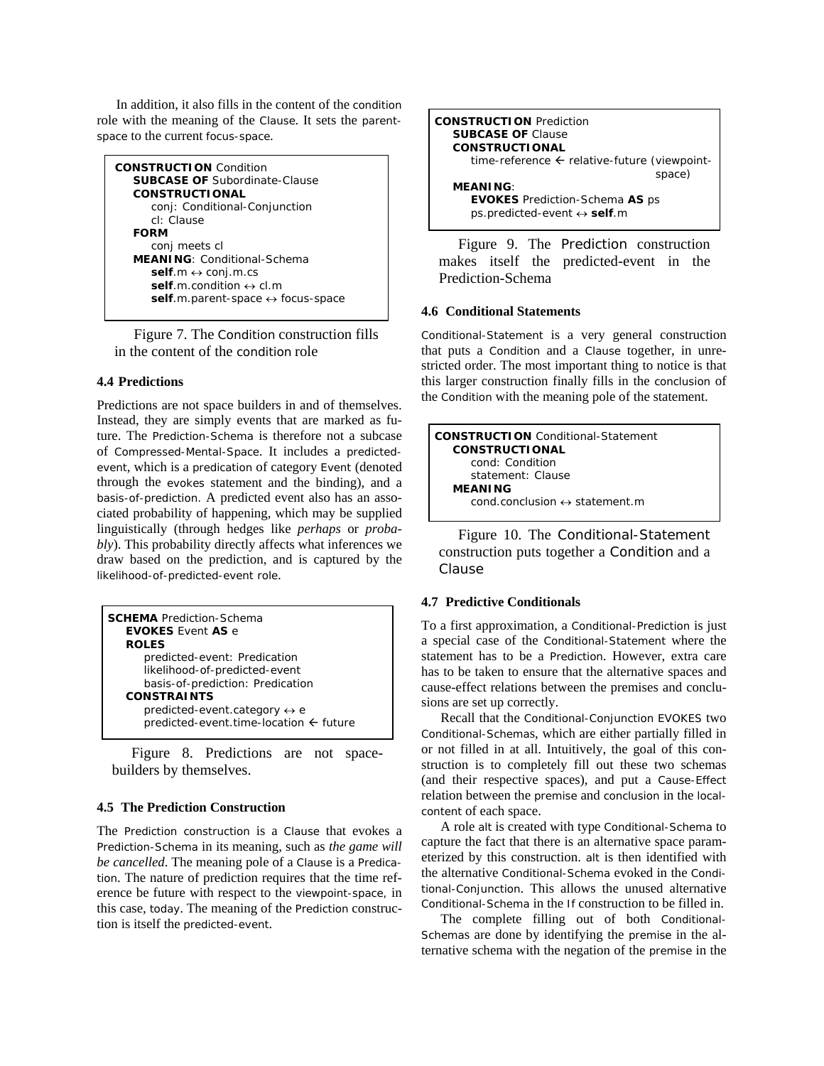In addition, it also fills in the content of the condition role with the meaning of the Clause. It sets the parent-space to the current focus-space.

```
CONSTRUCTION Condition
    SUBCASE OF Subordinate-Clause
    CONSTRUCTIONAL
        conj: Conditional-Conjunction
        cl: Clause
    FORM
        conj meets cl
    MEANING: Conditional-Schema
        self.m ↔ conj.m.cs
        self.m.condition ↔ cl.m
        self.m.parent-space ↔ focus-space
```

Figure 7. The Condition construction fills in the content of the condition role

### 4.4 Predictions

Predictions are not space builders in and of themselves. Instead, they are simply events that are marked as future. The Prediction-Schema is therefore not a subcase of Compressed-Mental-Space. It includes a predicted-event, which is a predication of category Event (denoted through the evokes statement and the binding), and a basis-of-prediction. A predicted event also has an associated probability of happening, which may be supplied linguistically (through hedges like *perhaps* or *probably*). This probability directly affects what inferences we draw based on the prediction, and is captured by the likelihood-of-predicted-event role.

```
SCHEMA Prediction-Schema
    EVOKES Event AS e
    ROLES
        predicted-event: Predication
        likelihood-of-predicted-event
        basis-of-prediction: Predication
    CONSTRAINTS
        predicted-event.category ↔ e
        predicted-event.time-location ← future
```

Figure 8. Predictions are not space-builders by themselves.

### 4.5 The Prediction Construction

The Prediction construction is a Clause that evokes a Prediction-Schema in its meaning, such as *the game will be cancelled*. The meaning pole of a Clause is a Predication. The nature of prediction requires that the time reference be future with respect to the viewpoint-space, in this case, today. The meaning of the Prediction construction is itself the predicted-event.

```
CONSTRUCTION Prediction
    SUBCASE OF Clause
    CONSTRUCTIONAL
        time-reference ← relative-future (viewpoint-
                                                space)
    MEANING:
        EVOKES Prediction-Schema AS ps
        ps.predicted-event ↔ self.m
```

Figure 9. The Prediction construction makes itself the predicted-event in the Prediction-Schema

### 4.6 Conditional Statements

Conditional-Statement is a very general construction that puts a Condition and a Clause together, in unrestricted order. The most important thing to notice is that this larger construction finally fills in the conclusion of the Condition with the meaning pole of the statement.

```
CONSTRUCTION Conditional-Statement
    CONSTRUCTIONAL
        cond: Condition
        statement: Clause
    MEANING
        cond.conclusion ↔ statement.m
```

Figure 10. The Conditional-Statement construction puts together a Condition and a Clause

### 4.7 Predictive Conditionals

To a first approximation, a Conditional-Prediction is just a special case of the Conditional-Statement where the statement has to be a Prediction. However, extra care has to be taken to ensure that the alternative spaces and cause-effect relations between the premises and conclusions are set up correctly.

Recall that the Conditional-Conjunction EVOKES two Conditional-Schemas, which are either partially filled in or not filled in at all. Intuitively, the goal of this construction is to completely fill out these two schemas (and their respective spaces), and put a Cause-Effect relation between the premise and conclusion in the local-content of each space.

A role alt is created with type Conditional-Schema to capture the fact that there is an alternative space parameterized by this construction. alt is then identified with the alternative Conditional-Schema evoked in the Conditional-Conjunction. This allows the unused alternative Conditional-Schema in the If construction to be filled in.

The complete filling out of both Conditional-Schemas are done by identifying the premise in the alternative schema with the negation of the premise in the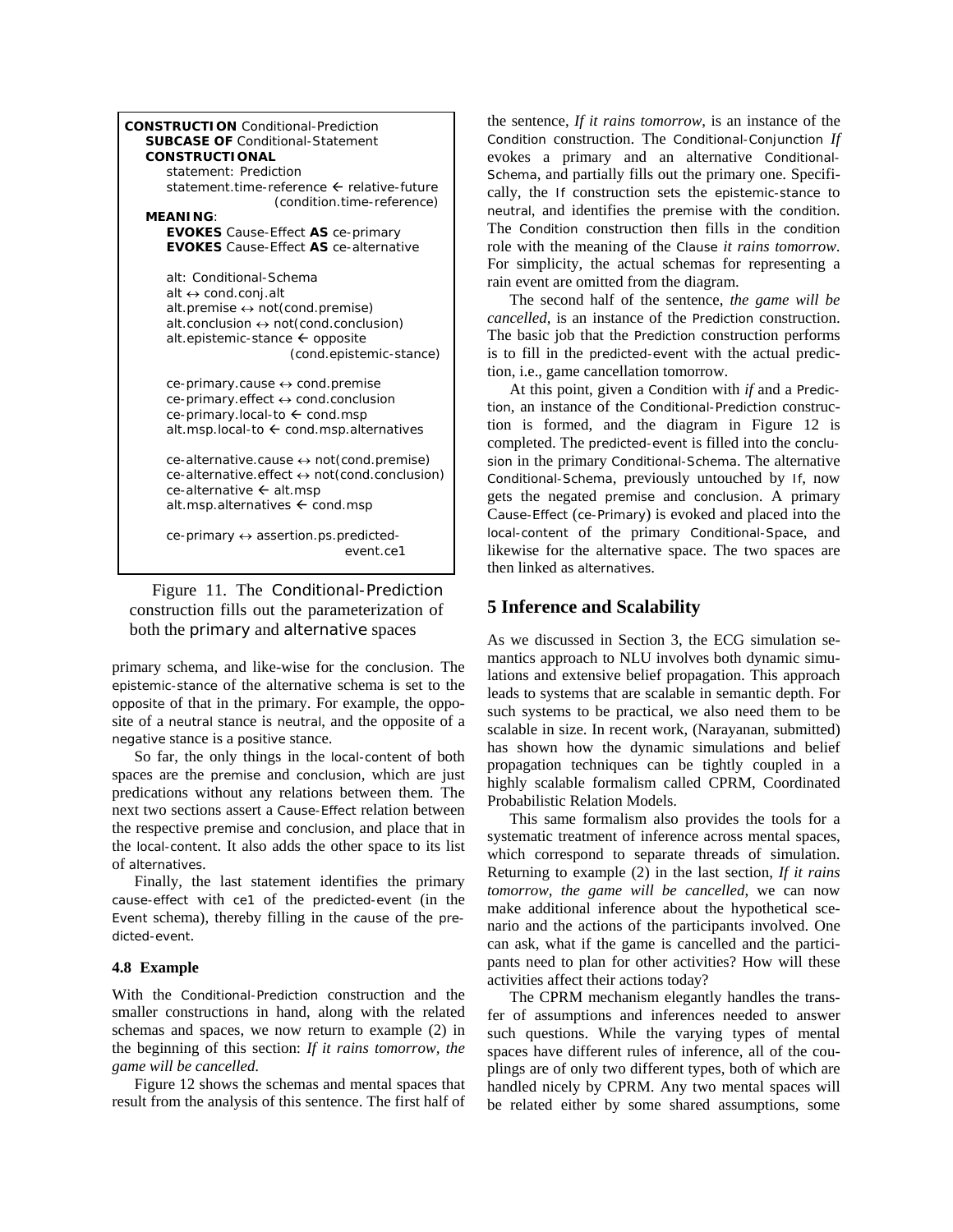```
CONSTRUCTION Conditional-Prediction
   SUBCASE OF Conditional-Statement
   CONSTRUCTIONAL
      statement: Prediction
      statement.time-reference ← relative-future
                        (condition.time-reference)
   MEANING:
      EVOKES Cause-Effect AS ce-primary
      EVOKES Cause-Effect AS ce-alternative

      alt: Conditional-Schema
      alt ↔ cond.conj.alt
      alt.premise ↔ not(cond.premise)
      alt.conclusion ↔ not(cond.conclusion)
      alt.epistemic-stance ← opposite
                        (cond.epistemic-stance)

      ce-primary.cause ↔ cond.premise
      ce-primary.effect ↔ cond.conclusion
      ce-primary.local-to ← cond.msp
      alt.msp.local-to ← cond.msp.alternatives

      ce-alternative.cause ↔ not(cond.premise)
      ce-alternative.effect ↔ not(cond.conclusion)
      ce-alternative ← alt.msp
      alt.msp.alternatives ← cond.msp

      ce-primary ↔ assertion.ps.predicted-
                              event.ce1
```

Figure 11. The Conditional-Prediction construction fills out the parameterization of both the primary and alternative spaces

primary schema, and like-wise for the conclusion. The epistemic-stance of the alternative schema is set to the opposite of that in the primary. For example, the opposite of a neutral stance is neutral, and the opposite of a negative stance is a positive stance.

So far, the only things in the local-content of both spaces are the premise and conclusion, which are just predications without any relations between them. The next two sections assert a Cause-Effect relation between the respective premise and conclusion, and place that in the local-content. It also adds the other space to its list of alternatives.

Finally, the last statement identifies the primary cause-effect with ce1 of the predicted-event (in the Event schema), thereby filling in the cause of the predicted-event.

### 4.8 Example

With the Conditional-Prediction construction and the smaller constructions in hand, along with the related schemas and spaces, we now return to example (2) in the beginning of this section: *If it rains tomorrow, the game will be cancelled.*

Figure 12 shows the schemas and mental spaces that result from the analysis of this sentence. The first half of the sentence, *If it rains tomorrow*, is an instance of the Condition construction. The Conditional-Conjunction *If* evokes a primary and an alternative Conditional-Schema, and partially fills out the primary one. Specifically, the If construction sets the epistemic-stance to neutral, and identifies the premise with the condition. The Condition construction then fills in the condition role with the meaning of the Clause *it rains tomorrow*. For simplicity, the actual schemas for representing a rain event are omitted from the diagram.

The second half of the sentence, *the game will be cancelled*, is an instance of the Prediction construction. The basic job that the Prediction construction performs is to fill in the predicted-event with the actual prediction, i.e., game cancellation tomorrow.

At this point, given a Condition with *if* and a Prediction, an instance of the Conditional-Prediction construction is formed, and the diagram in Figure 12 is completed. The predicted-event is filled into the conclusion in the primary Conditional-Schema. The alternative Conditional-Schema, previously untouched by If, now gets the negated premise and conclusion. A primary Cause-Effect (ce-Primary) is evoked and placed into the local-content of the primary Conditional-Space, and likewise for the alternative space. The two spaces are then linked as alternatives.

## 5 Inference and Scalability

As we discussed in Section 3, the ECG simulation semantics approach to NLU involves both dynamic simulations and extensive belief propagation. This approach leads to systems that are scalable in semantic depth. For such systems to be practical, we also need them to be scalable in size. In recent work, (Narayanan, submitted) has shown how the dynamic simulations and belief propagation techniques can be tightly coupled in a highly scalable formalism called CPRM, Coordinated Probabilistic Relation Models.

This same formalism also provides the tools for a systematic treatment of inference across mental spaces, which correspond to separate threads of simulation. Returning to example (2) in the last section, *If it rains tomorrow, the game will be cancelled*, we can now make additional inference about the hypothetical scenario and the actions of the participants involved. One can ask, what if the game is cancelled and the participants need to plan for other activities? How will these activities affect their actions today?

The CPRM mechanism elegantly handles the transfer of assumptions and inferences needed to answer such questions. While the varying types of mental spaces have different rules of inference, all of the couplings are of only two different types, both of which are handled nicely by CPRM. Any two mental spaces will be related either by some shared assumptions, some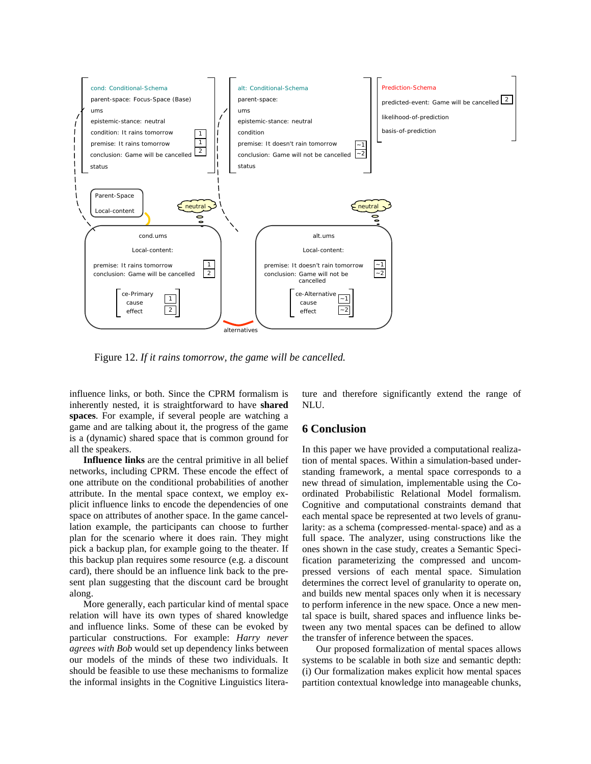Figure 12. *If it rains tomorrow, the game will be cancelled.*

influence links, or both. Since the CPRM formalism is inherently nested, it is straightforward to have **shared spaces**. For example, if several people are watching a game and are talking about it, the progress of the game is a (dynamic) shared space that is common ground for all the speakers.

**Influence links** are the central primitive in all belief networks, including CPRM. These encode the effect of one attribute on the conditional probabilities of another attribute. In the mental space context, we employ explicit influence links to encode the dependencies of one space on attributes of another space. In the game cancellation example, the participants can choose to further plan for the scenario where it does rain. They might pick a backup plan, for example going to the theater. If this backup plan requires some resource (e.g. a discount card), there should be an influence link back to the present plan suggesting that the discount card be brought along.

More generally, each particular kind of mental space relation will have its own types of shared knowledge and influence links. Some of these can be evoked by particular constructions. For example: *Harry never agrees with Bob* would set up dependency links between our models of the minds of these two individuals. It should be feasible to use these mechanisms to formalize the informal insights in the Cognitive Linguistics literature and therefore significantly extend the range of NLU.

## 6 Conclusion

In this paper we have provided a computational realization of mental spaces. Within a simulation-based understanding framework, a mental space corresponds to a new thread of simulation, implementable using the Coordinated Probabilistic Relational Model formalism. Cognitive and computational constraints demand that each mental space be represented at two levels of granularity: as a schema (compressed-mental-space) and as a full space. The analyzer, using constructions like the ones shown in the case study, creates a Semantic Specification parameterizing the compressed and uncompressed versions of each mental space. Simulation determines the correct level of granularity to operate on, and builds new mental spaces only when it is necessary to perform inference in the new space. Once a new mental space is built, shared spaces and influence links between any two mental spaces can be defined to allow the transfer of inference between the spaces.

Our proposed formalization of mental spaces allows systems to be scalable in both size and semantic depth: (i) Our formalization makes explicit how mental spaces partition contextual knowledge into manageable chunks,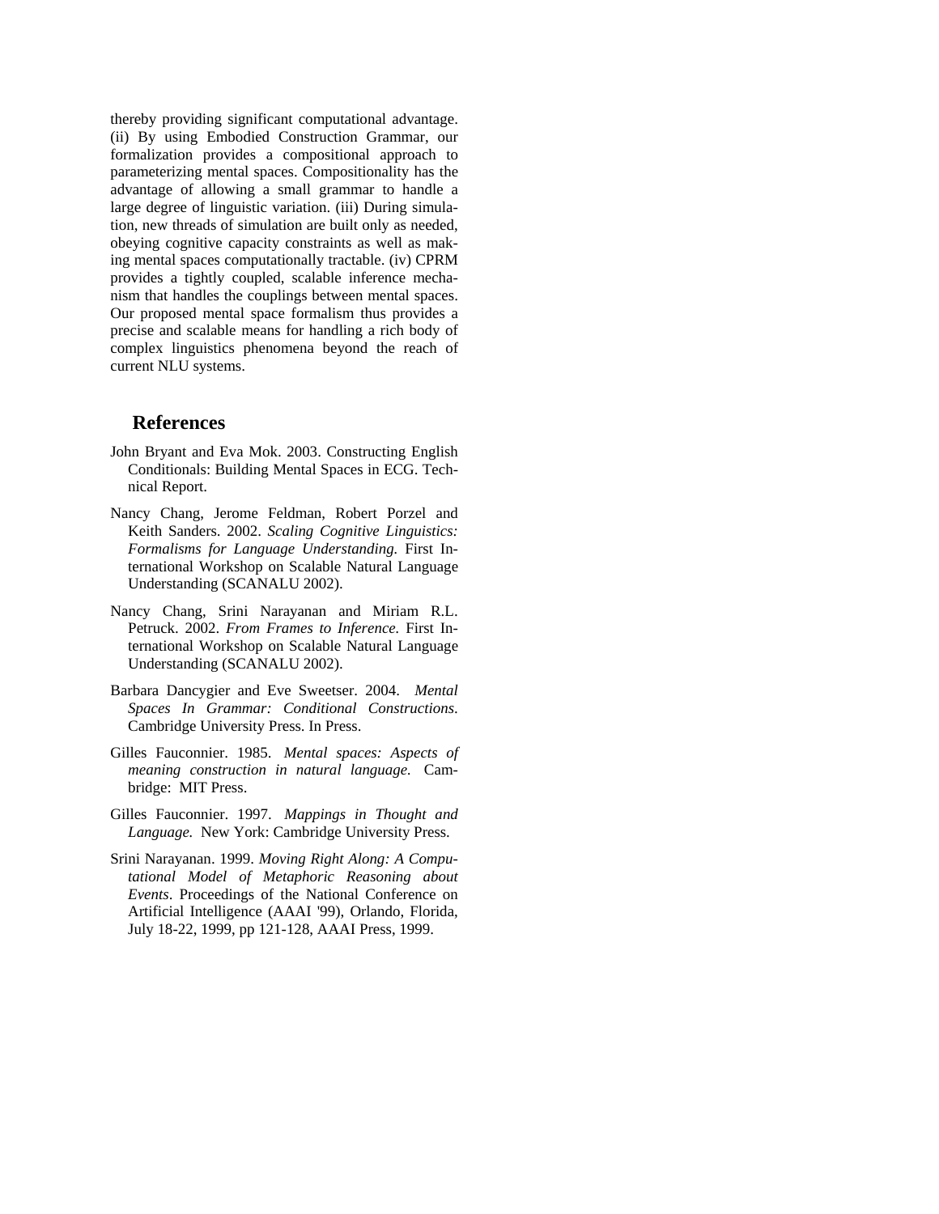thereby providing significant computational advantage. (ii) By using Embodied Construction Grammar, our formalization provides a compositional approach to parameterizing mental spaces. Compositionality has the advantage of allowing a small grammar to handle a large degree of linguistic variation. (iii) During simulation, new threads of simulation are built only as needed, obeying cognitive capacity constraints as well as making mental spaces computationally tractable. (iv) CPRM provides a tightly coupled, scalable inference mechanism that handles the couplings between mental spaces. Our proposed mental space formalism thus provides a precise and scalable means for handling a rich body of complex linguistics phenomena beyond the reach of current NLU systems.

## References

John Bryant and Eva Mok. 2003. Constructing English Conditionals: Building Mental Spaces in ECG. Technical Report.

Nancy Chang, Jerome Feldman, Robert Porzel and Keith Sanders. 2002. *Scaling Cognitive Linguistics: Formalisms for Language Understanding.* First International Workshop on Scalable Natural Language Understanding (SCANALU 2002).

Nancy Chang, Srini Narayanan and Miriam R.L. Petruck. 2002. *From Frames to Inference.* First International Workshop on Scalable Natural Language Understanding (SCANALU 2002).

Barbara Dancygier and Eve Sweetser. 2004. *Mental Spaces In Grammar: Conditional Constructions.* Cambridge University Press. In Press.

Gilles Fauconnier. 1985. *Mental spaces: Aspects of meaning construction in natural language.* Cambridge: MIT Press.

Gilles Fauconnier. 1997. *Mappings in Thought and Language.* New York: Cambridge University Press.

Srini Narayanan. 1999. *Moving Right Along: A Computational Model of Metaphoric Reasoning about Events*. Proceedings of the National Conference on Artificial Intelligence (AAAI '99), Orlando, Florida, July 18-22, 1999, pp 121-128, AAAI Press, 1999.